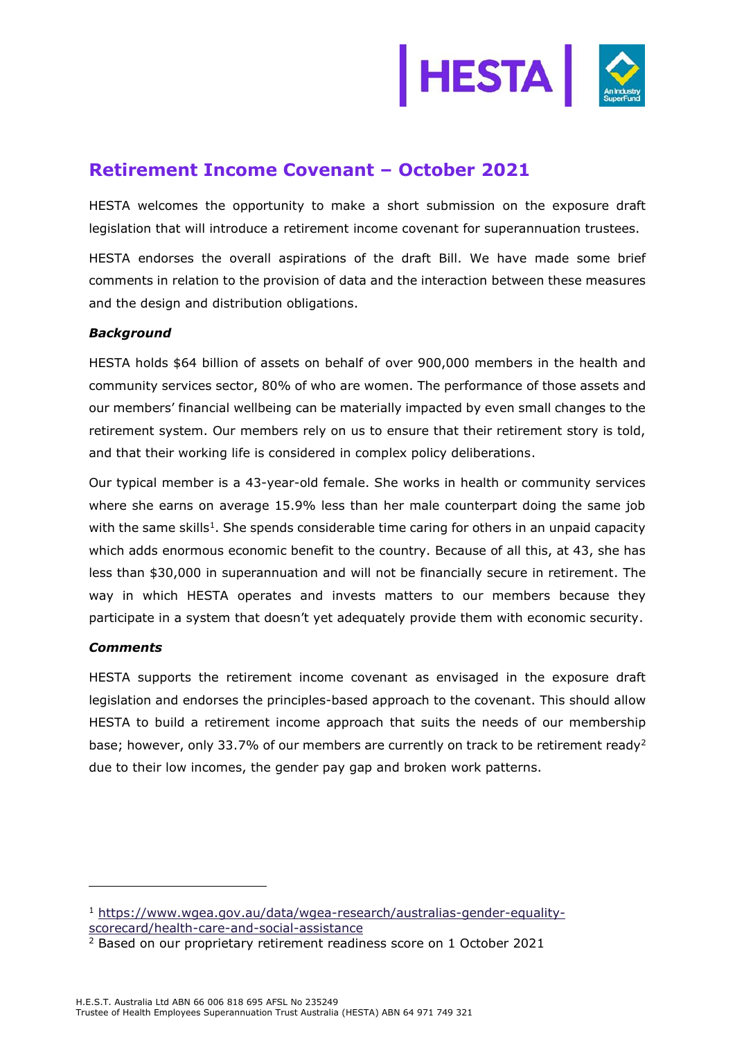# Retirement Income Covenant – October 2021

HESTA welcomes the opportunity to make a short submission on the exposure draft legislation that will introduce a retirement income covenant for superannuation trustees.

HESTA endorses the overall aspirations of the draft Bill. We have made some brief comments in relation to the provision of data and the interaction between these measures and the design and distribution obligations.

***Background***

HESTA holds $64 billion of assets on behalf of over 900,000 members in the health and community services sector, 80% of who are women. The performance of those assets and our members' financial wellbeing can be materially impacted by even small changes to the retirement system. Our members rely on us to ensure that their retirement story is told, and that their working life is considered in complex policy deliberations.

Our typical member is a 43-year-old female. She works in health or community services where she earns on average 15.9% less than her male counterpart doing the same job with the same skills[1]. She spends considerable time caring for others in an unpaid capacity which adds enormous economic benefit to the country. Because of all this, at 43, she has less than $30,000 in superannuation and will not be financially secure in retirement. The way in which HESTA operates and invests matters to our members because they participate in a system that doesn't yet adequately provide them with economic security.

***Comments***

HESTA supports the retirement income covenant as envisaged in the exposure draft legislation and endorses the principles-based approach to the covenant. This should allow HESTA to build a retirement income approach that suits the needs of our membership base; however, only 33.7% of our members are currently on track to be retirement ready[2] due to their low incomes, the gender pay gap and broken work patterns.

---

[1] https://www.wgea.gov.au/data/wgea-research/australias-gender-equality-scorecard/health-care-and-social-assistance

[2] Based on our proprietary retirement readiness score on 1 October 2021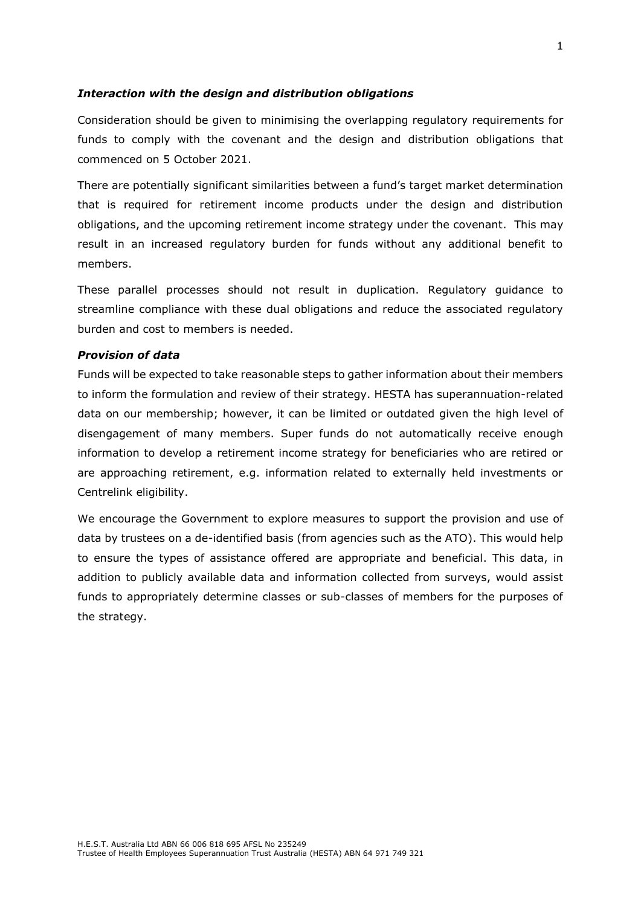### *Interaction with the design and distribution obligations*

Consideration should be given to minimising the overlapping regulatory requirements for funds to comply with the covenant and the design and distribution obligations that commenced on 5 October 2021.

There are potentially significant similarities between a fund's target market determination that is required for retirement income products under the design and distribution obligations, and the upcoming retirement income strategy under the covenant. This may result in an increased regulatory burden for funds without any additional benefit to members.

These parallel processes should not result in duplication. Regulatory guidance to streamline compliance with these dual obligations and reduce the associated regulatory burden and cost to members is needed.

### *Provision of data*

Funds will be expected to take reasonable steps to gather information about their members to inform the formulation and review of their strategy. HESTA has superannuation-related data on our membership; however, it can be limited or outdated given the high level of disengagement of many members. Super funds do not automatically receive enough information to develop a retirement income strategy for beneficiaries who are retired or are approaching retirement, e.g. information related to externally held investments or Centrelink eligibility.

We encourage the Government to explore measures to support the provision and use of data by trustees on a de-identified basis (from agencies such as the ATO). This would help to ensure the types of assistance offered are appropriate and beneficial. This data, in addition to publicly available data and information collected from surveys, would assist funds to appropriately determine classes or sub-classes of members for the purposes of the strategy.